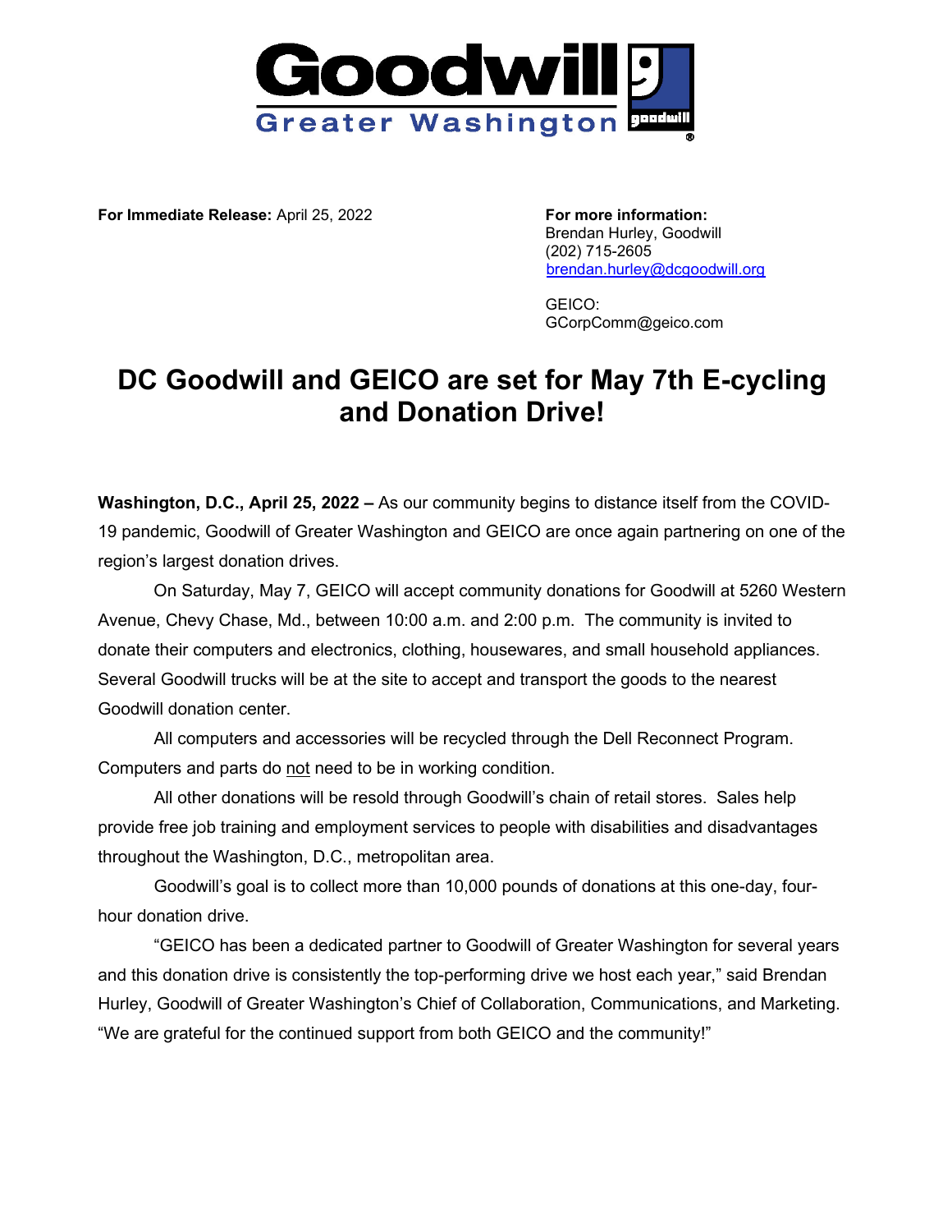Goodwill
Greater Washington

**For Immediate Release:** April 25, 2022

**For more information:**
Brendan Hurley, Goodwill
(202) 715-2605
brendan.hurley@dcgoodwill.org

GEICO:
GCorpComm@geico.com

# DC Goodwill and GEICO are set for May 7th E-cycling and Donation Drive!

**Washington, D.C., April 25, 2022 –** As our community begins to distance itself from the COVID-19 pandemic, Goodwill of Greater Washington and GEICO are once again partnering on one of the region's largest donation drives.

On Saturday, May 7, GEICO will accept community donations for Goodwill at 5260 Western Avenue, Chevy Chase, Md., between 10:00 a.m. and 2:00 p.m. The community is invited to donate their computers and electronics, clothing, housewares, and small household appliances. Several Goodwill trucks will be at the site to accept and transport the goods to the nearest Goodwill donation center.

All computers and accessories will be recycled through the Dell Reconnect Program. Computers and parts do not need to be in working condition.

All other donations will be resold through Goodwill's chain of retail stores. Sales help provide free job training and employment services to people with disabilities and disadvantages throughout the Washington, D.C., metropolitan area.

Goodwill's goal is to collect more than 10,000 pounds of donations at this one-day, four-hour donation drive.

"GEICO has been a dedicated partner to Goodwill of Greater Washington for several years and this donation drive is consistently the top-performing drive we host each year," said Brendan Hurley, Goodwill of Greater Washington's Chief of Collaboration, Communications, and Marketing. "We are grateful for the continued support from both GEICO and the community!"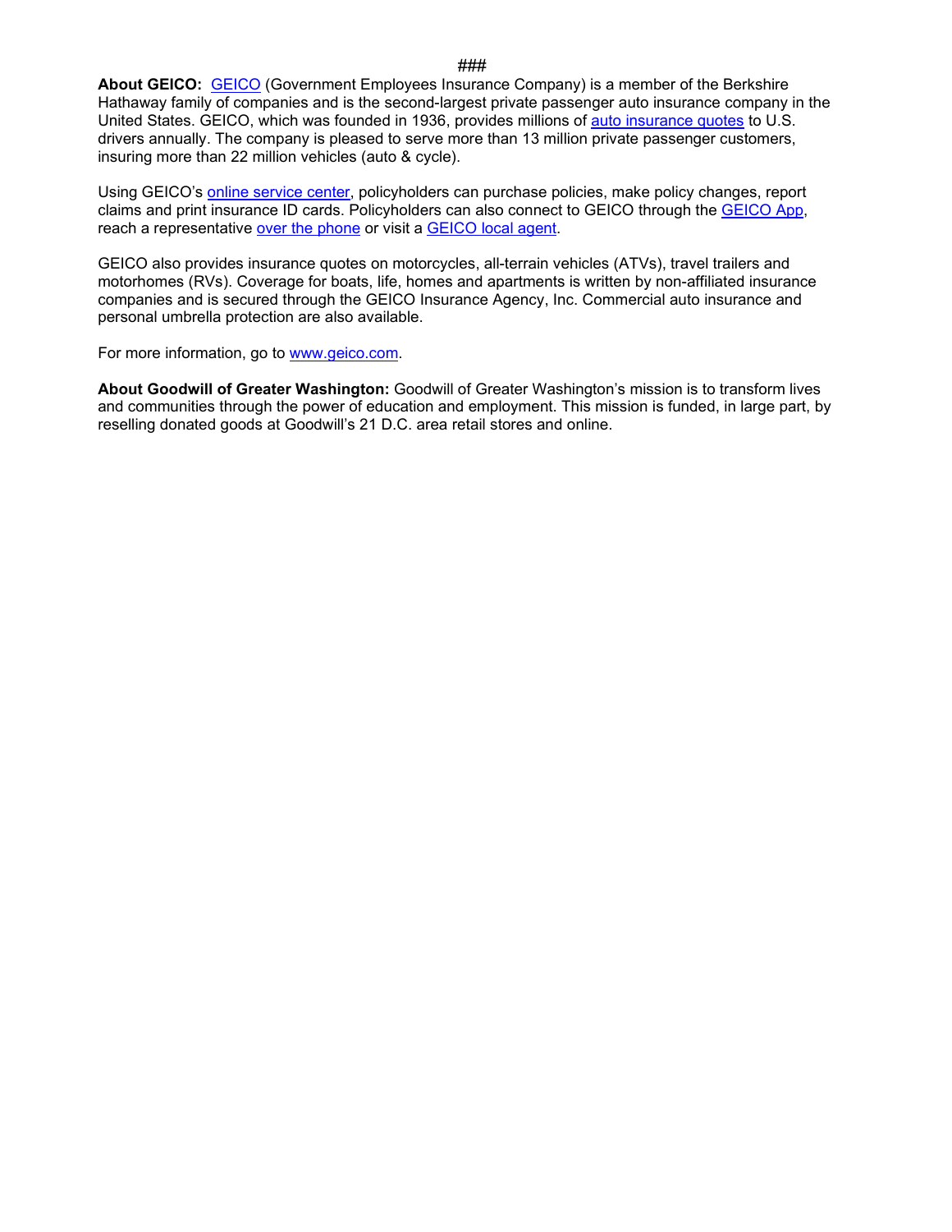###

**About GEICO:** GEICO (Government Employees Insurance Company) is a member of the Berkshire Hathaway family of companies and is the second-largest private passenger auto insurance company in the United States. GEICO, which was founded in 1936, provides millions of auto insurance quotes to U.S. drivers annually. The company is pleased to serve more than 13 million private passenger customers, insuring more than 22 million vehicles (auto & cycle).

Using GEICO's online service center, policyholders can purchase policies, make policy changes, report claims and print insurance ID cards. Policyholders can also connect to GEICO through the GEICO App, reach a representative over the phone or visit a GEICO local agent.

GEICO also provides insurance quotes on motorcycles, all-terrain vehicles (ATVs), travel trailers and motorhomes (RVs). Coverage for boats, life, homes and apartments is written by non-affiliated insurance companies and is secured through the GEICO Insurance Agency, Inc. Commercial auto insurance and personal umbrella protection are also available.

For more information, go to www.geico.com.

**About Goodwill of Greater Washington:** Goodwill of Greater Washington's mission is to transform lives and communities through the power of education and employment. This mission is funded, in large part, by reselling donated goods at Goodwill's 21 D.C. area retail stores and online.